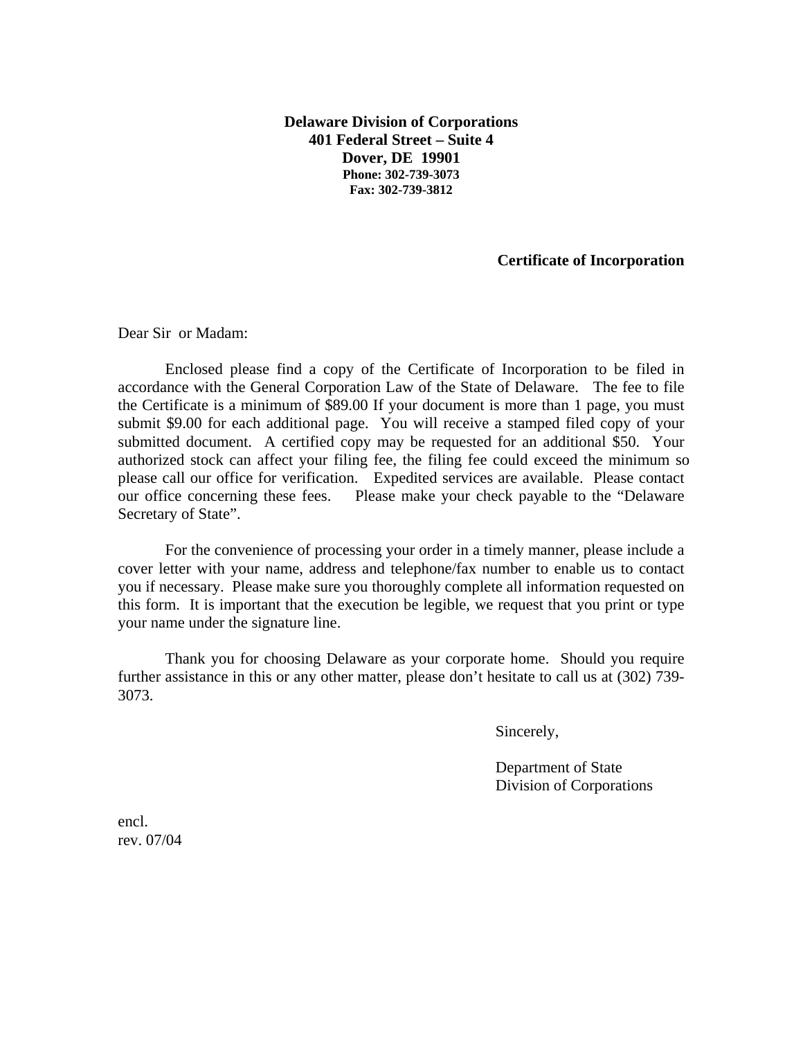**Delaware Division of Corporations**
**401 Federal Street – Suite 4**
**Dover, DE 19901**
**Phone: 302-739-3073**
**Fax: 302-739-3812**

**Certificate of Incorporation**

Dear Sir or Madam:

Enclosed please find a copy of the Certificate of Incorporation to be filed in accordance with the General Corporation Law of the State of Delaware. The fee to file the Certificate is a minimum of $89.00 If your document is more than 1 page, you must submit $9.00 for each additional page. You will receive a stamped filed copy of your submitted document. A certified copy may be requested for an additional $50. Your authorized stock can affect your filing fee, the filing fee could exceed the minimum so please call our office for verification. Expedited services are available. Please contact our office concerning these fees. Please make your check payable to the "Delaware Secretary of State".

For the convenience of processing your order in a timely manner, please include a cover letter with your name, address and telephone/fax number to enable us to contact you if necessary. Please make sure you thoroughly complete all information requested on this form. It is important that the execution be legible, we request that you print or type your name under the signature line.

Thank you for choosing Delaware as your corporate home. Should you require further assistance in this or any other matter, please don't hesitate to call us at (302) 739-3073.

Sincerely,

Department of State
Division of Corporations

encl.
rev. 07/04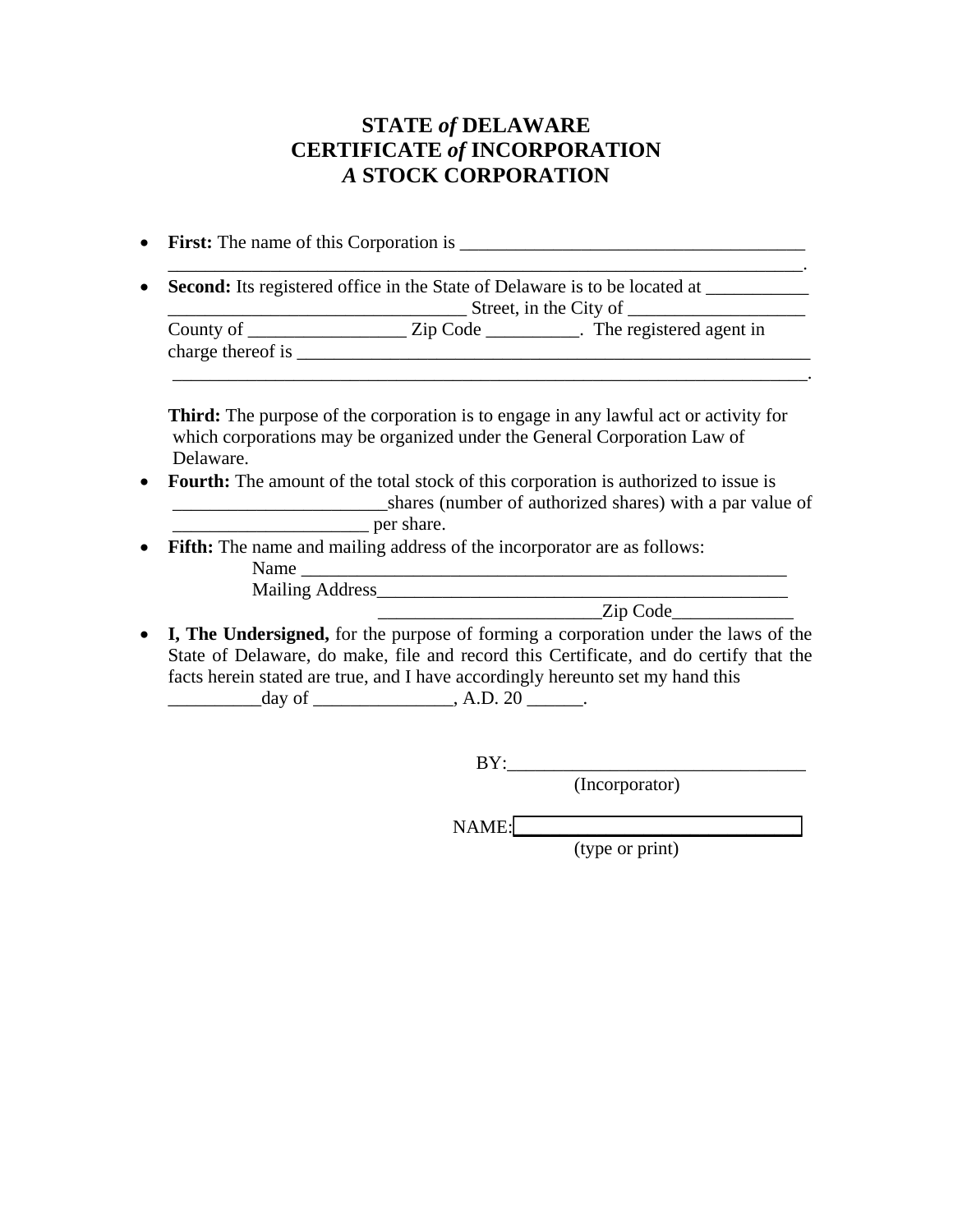# STATE *of* DELAWARE
# CERTIFICATE *of* INCORPORATION
# *A* STOCK CORPORATION

- **First:** The name of this Corporation is ______________________________________ ______________________________________________________________________.
- **Second:** Its registered office in the State of Delaware is to be located at ___________ ________________________________ Street, in the City of ___________________ County of _________________ Zip Code __________. The registered agent in charge thereof is ___________________________________________________________ _______________________________________________________________________.

  **Third:** The purpose of the corporation is to engage in any lawful act or activity for which corporations may be organized under the General Corporation Law of Delaware.
- **Fourth:** The amount of the total stock of this corporation is authorized to issue is _______________________shares (number of authorized shares) with a par value of _____________________ per share.
- **Fifth:** The name and mailing address of the incorporator are as follows:

  Name ______________________________________________________

  Mailing Address_____________________________________________

  ________________________Zip Code_____________
- **I, The Undersigned,** for the purpose of forming a corporation under the laws of the State of Delaware, do make, file and record this Certificate, and do certify that the facts herein stated are true, and I have accordingly hereunto set my hand this __________day of _______________, A.D. 20 ______.

BY:________________________________
(Incorporator)

NAME:________________________________
(type or print)